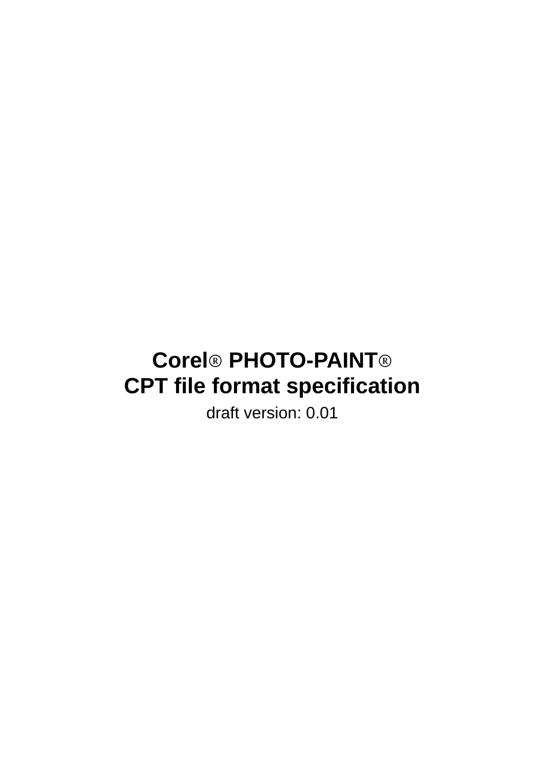# Corel® PHOTO-PAINT®
# CPT file format specification

draft version: 0.01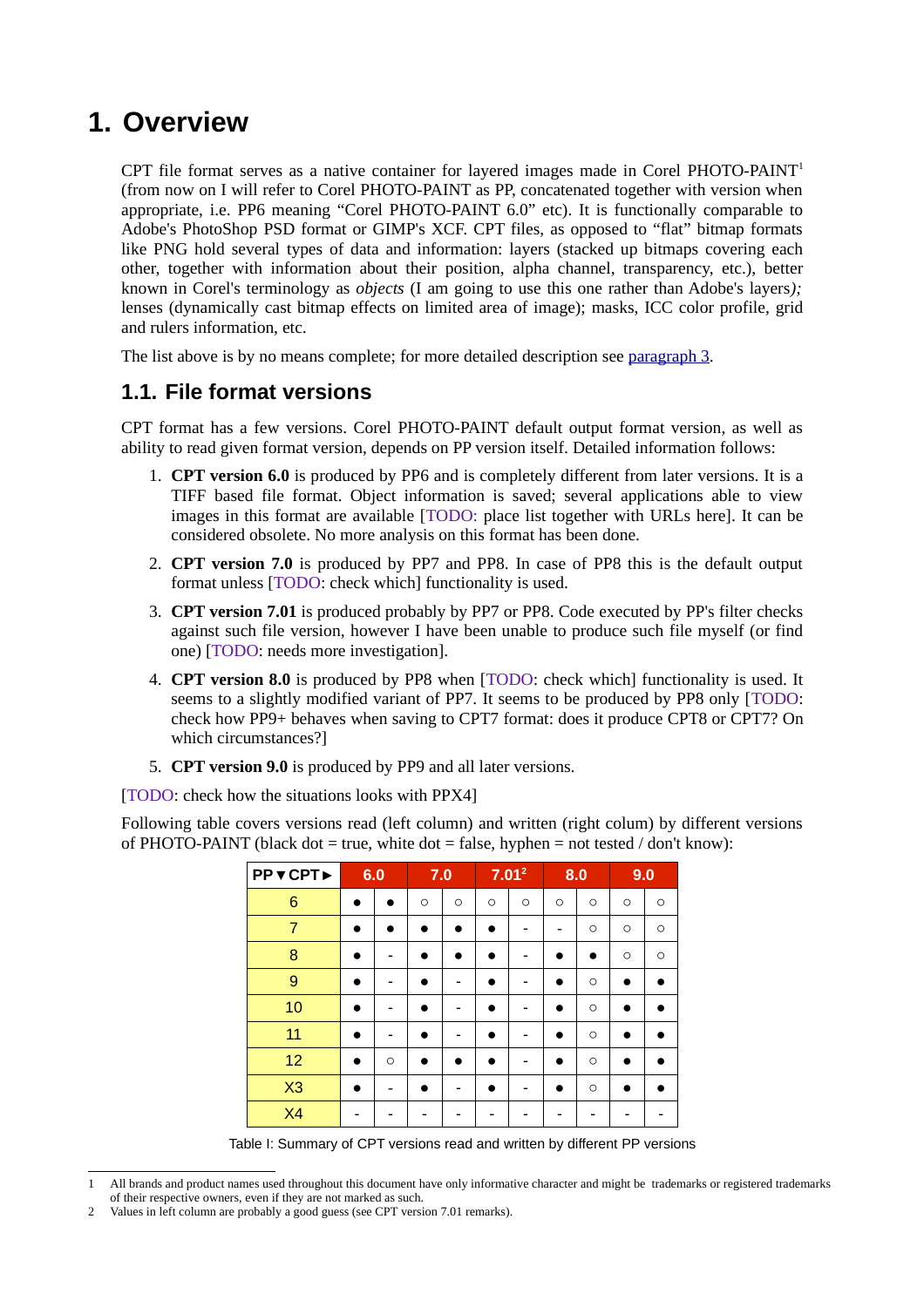# 1. Overview

CPT file format serves as a native container for layered images made in Corel PHOTO-PAINT[1] (from now on I will refer to Corel PHOTO-PAINT as PP, concatenated together with version when appropriate, i.e. PP6 meaning "Corel PHOTO-PAINT 6.0" etc). It is functionally comparable to Adobe's PhotoShop PSD format or GIMP's XCF. CPT files, as opposed to "flat" bitmap formats like PNG hold several types of data and information: layers (stacked up bitmaps covering each other, together with information about their position, alpha channel, transparency, etc.), better known in Corel's terminology as *objects* (I am going to use this one rather than Adobe's layers*);* lenses (dynamically cast bitmap effects on limited area of image); masks, ICC color profile, grid and rulers information, etc.

The list above is by no means complete; for more detailed description see paragraph 3.

## 1.1. File format versions

CPT format has a few versions. Corel PHOTO-PAINT default output format version, as well as ability to read given format version, depends on PP version itself. Detailed information follows:

1. **CPT version 6.0** is produced by PP6 and is completely different from later versions. It is a TIFF based file format. Object information is saved; several applications able to view images in this format are available [TODO: place list together with URLs here]. It can be considered obsolete. No more analysis on this format has been done.
2. **CPT version 7.0** is produced by PP7 and PP8. In case of PP8 this is the default output format unless [TODO: check which] functionality is used.
3. **CPT version 7.01** is produced probably by PP7 or PP8. Code executed by PP's filter checks against such file version, however I have been unable to produce such file myself (or find one) [TODO: needs more investigation].
4. **CPT version 8.0** is produced by PP8 when [TODO: check which] functionality is used. It seems to a slightly modified variant of PP7. It seems to be produced by PP8 only [TODO: check how PP9+ behaves when saving to CPT7 format: does it produce CPT8 or CPT7? On which circumstances?]
5. **CPT version 9.0** is produced by PP9 and all later versions.

[TODO: check how the situations looks with PPX4]

Following table covers versions read (left column) and written (right colum) by different versions of PHOTO-PAINT (black dot = true, white dot = false, hyphen = not tested / don't know):

| PP▼CPT► | 6.0 | | 7.0 | | 7.01[2] | | 8.0 | | 9.0 | |
|---|---|---|---|---|---|---|---|---|---|---|
| 6 | ● | ● | ○ | ○ | ○ | ○ | ○ | ○ | ○ | ○ |
| 7 | ● | ● | ● | ● | ● | - | - | ○ | ○ | ○ |
| 8 | ● | - | ● | ● | ● | - | ● | ● | ○ | ○ |
| 9 | ● | - | ● | - | ● | - | ● | ○ | ● | ● |
| 10 | ● | - | ● | - | ● | - | ● | ○ | ● | ● |
| 11 | ● | - | ● | - | ● | - | ● | ○ | ● | ● |
| 12 | ● | ○ | ● | ● | ● | - | ● | ○ | ● | ● |
| X3 | ● | - | ● | - | ● | - | ● | ○ | ● | ● |
| X4 | - | - | - | - | - | - | - | - | - | - |

Table I: Summary of CPT versions read and written by different PP versions

1 All brands and product names used throughout this document have only informative character and might be trademarks or registered trademarks of their respective owners, even if they are not marked as such.

2 Values in left column are probably a good guess (see CPT version 7.01 remarks).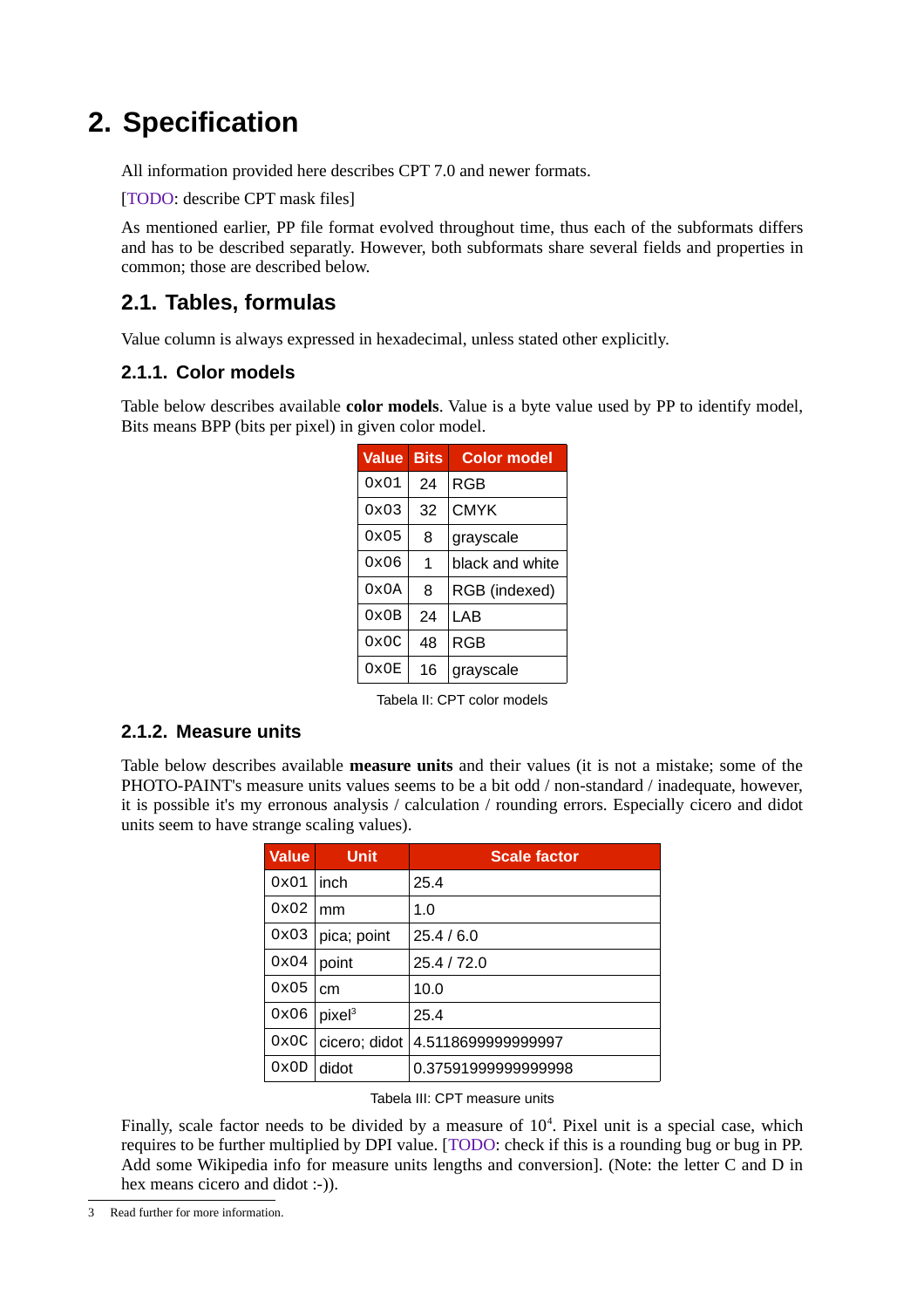# 2. Specification

All information provided here describes CPT 7.0 and newer formats.

[TODO: describe CPT mask files]

As mentioned earlier, PP file format evolved throughout time, thus each of the subformats differs and has to be described separatly. However, both subformats share several fields and properties in common; those are described below.

## 2.1. Tables, formulas

Value column is always expressed in hexadecimal, unless stated other explicitly.

### 2.1.1. Color models

Table below describes available **color models**. Value is a byte value used by PP to identify model, Bits means BPP (bits per pixel) in given color model.

| Value | Bits | Color model |
|---|---|---|
| 0x01 | 24 | RGB |
| 0x03 | 32 | CMYK |
| 0x05 | 8 | grayscale |
| 0x06 | 1 | black and white |
| 0x0A | 8 | RGB (indexed) |
| 0x0B | 24 | LAB |
| 0x0C | 48 | RGB |
| 0x0E | 16 | grayscale |

Tabela II: CPT color models

### 2.1.2. Measure units

Table below describes available **measure units** and their values (it is not a mistake; some of the PHOTO-PAINT's measure units values seems to be a bit odd / non-standard / inadequate, however, it is possible it's my erronous analysis / calculation / rounding errors. Especially cicero and didot units seem to have strange scaling values).

| Value | Unit | Scale factor |
|---|---|---|
| 0x01 | inch | 25.4 |
| 0x02 | mm | 1.0 |
| 0x03 | pica; point | 25.4 / 6.0 |
| 0x04 | point | 25.4 / 72.0 |
| 0x05 | cm | 10.0 |
| 0x06 | pixel[3] | 25.4 |
| 0x0C | cicero; didot | 4.5118699999999997 |
| 0x0D | didot | 0.37591999999999998 |

Tabela III: CPT measure units

Finally, scale factor needs to be divided by a measure of $10^4$. Pixel unit is a special case, which requires to be further multiplied by DPI value. [TODO: check if this is a rounding bug or bug in PP. Add some Wikipedia info for measure units lengths and conversion]. (Note: the letter C and D in hex means cicero and didot :-)).

3 Read further for more information.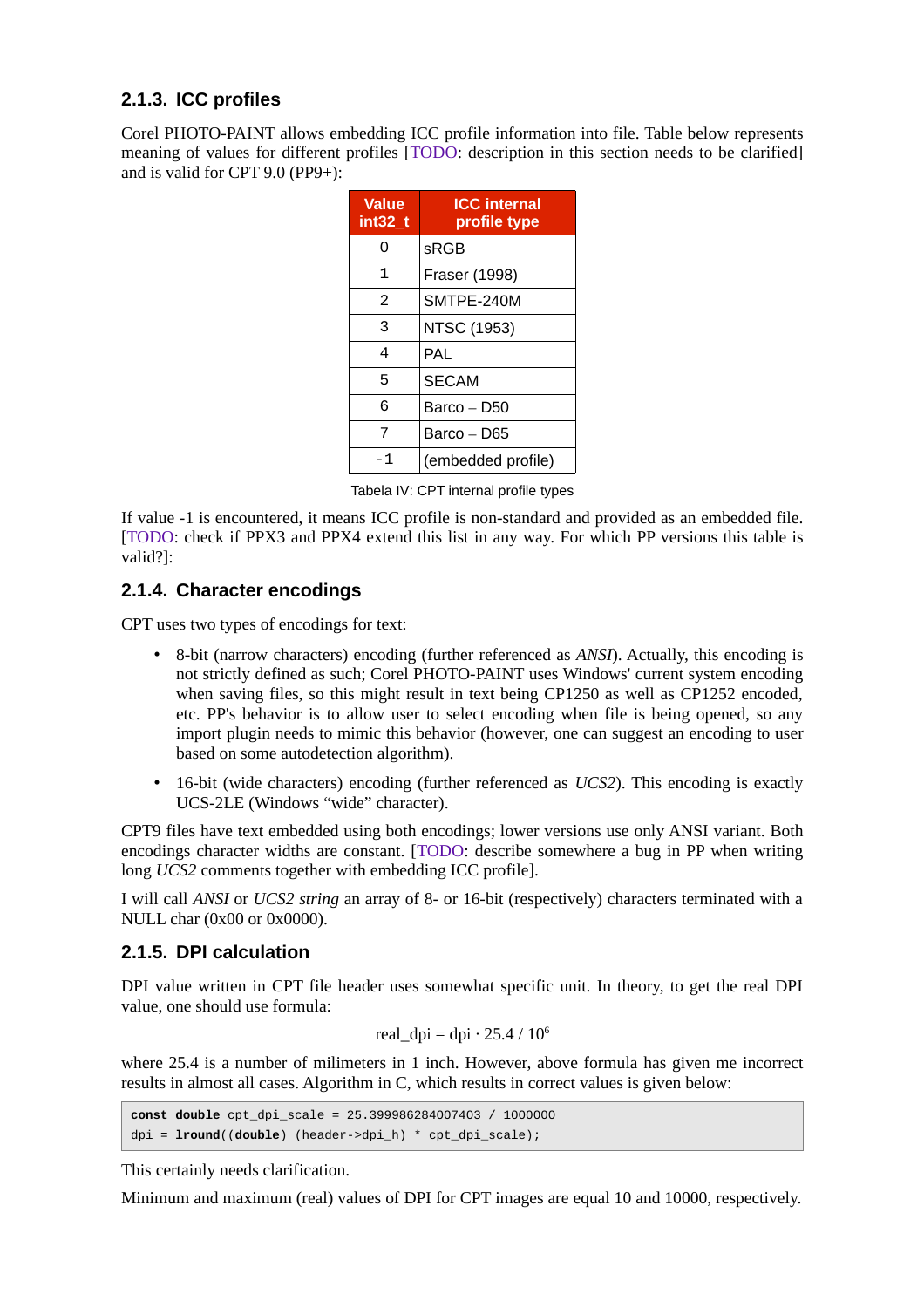### 2.1.3. ICC profiles

Corel PHOTO-PAINT allows embedding ICC profile information into file. Table below represents meaning of values for different profiles [TODO: description in this section needs to be clarified] and is valid for CPT 9.0 (PP9+):

| Value int32_t | ICC internal profile type |
|---|---|
| 0 | sRGB |
| 1 | Fraser (1998) |
| 2 | SMTPE-240M |
| 3 | NTSC (1953) |
| 4 | PAL |
| 5 | SECAM |
| 6 | Barco – D50 |
| 7 | Barco – D65 |
| -1 | (embedded profile) |

Tabela IV: CPT internal profile types

If value -1 is encountered, it means ICC profile is non-standard and provided as an embedded file. [TODO: check if PPX3 and PPX4 extend this list in any way. For which PP versions this table is valid?]:

### 2.1.4. Character encodings

CPT uses two types of encodings for text:

- 8-bit (narrow characters) encoding (further referenced as *ANSI*). Actually, this encoding is not strictly defined as such; Corel PHOTO-PAINT uses Windows' current system encoding when saving files, so this might result in text being CP1250 as well as CP1252 encoded, etc. PP's behavior is to allow user to select encoding when file is being opened, so any import plugin needs to mimic this behavior (however, one can suggest an encoding to user based on some autodetection algorithm).
- 16-bit (wide characters) encoding (further referenced as *UCS2*). This encoding is exactly UCS-2LE (Windows "wide" character).

CPT9 files have text embedded using both encodings; lower versions use only ANSI variant. Both encodings character widths are constant. [TODO: describe somewhere a bug in PP when writing long *UCS2* comments together with embedding ICC profile].

I will call *ANSI* or *UCS2 string* an array of 8- or 16-bit (respectively) characters terminated with a NULL char (0x00 or 0x0000).

### 2.1.5. DPI calculation

DPI value written in CPT file header uses somewhat specific unit. In theory, to get the real DPI value, one should use formula:

$$\text{real\_dpi} = \text{dpi} \cdot 25.4 / 10^6$$

where 25.4 is a number of milimeters in 1 inch. However, above formula has given me incorrect results in almost all cases. Algorithm in C, which results in correct values is given below:

```c
const double cpt_dpi_scale = 25.399986284007403 / 1000000
dpi = lround((double) (header->dpi_h) * cpt_dpi_scale);
```

This certainly needs clarification.

Minimum and maximum (real) values of DPI for CPT images are equal 10 and 10000, respectively.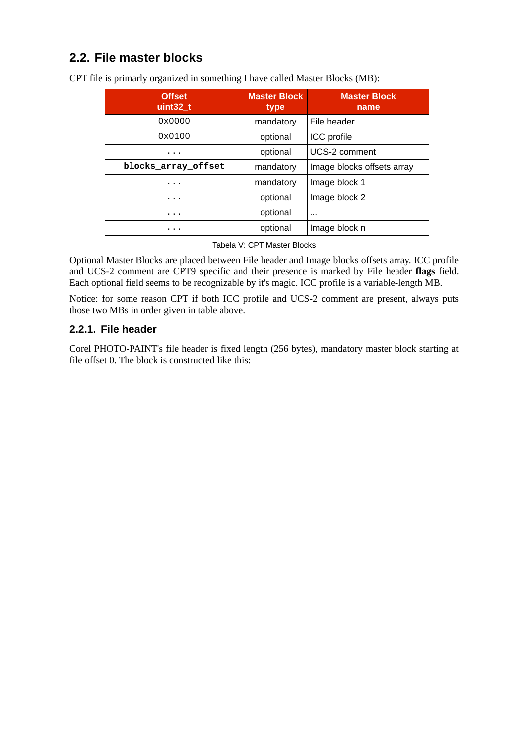## 2.2. File master blocks

CPT file is primarly organized in something I have called Master Blocks (MB):

| Offset uint32_t | Master Block type | Master Block name |
|---|---|---|
| 0x0000 | mandatory | File header |
| 0x0100 | optional | ICC profile |
| ... | optional | UCS-2 comment |
| **blocks_array_offset** | mandatory | Image blocks offsets array |
| ... | mandatory | Image block 1 |
| ... | optional | Image block 2 |
| ... | optional | ... |
| ... | optional | Image block n |

Tabela V: CPT Master Blocks

Optional Master Blocks are placed between File header and Image blocks offsets array. ICC profile and UCS-2 comment are CPT9 specific and their presence is marked by File header **flags** field. Each optional field seems to be recognizable by it's magic. ICC profile is a variable-length MB.

Notice: for some reason CPT if both ICC profile and UCS-2 comment are present, always puts those two MBs in order given in table above.

### 2.2.1. File header

Corel PHOTO-PAINT's file header is fixed length (256 bytes), mandatory master block starting at file offset 0. The block is constructed like this: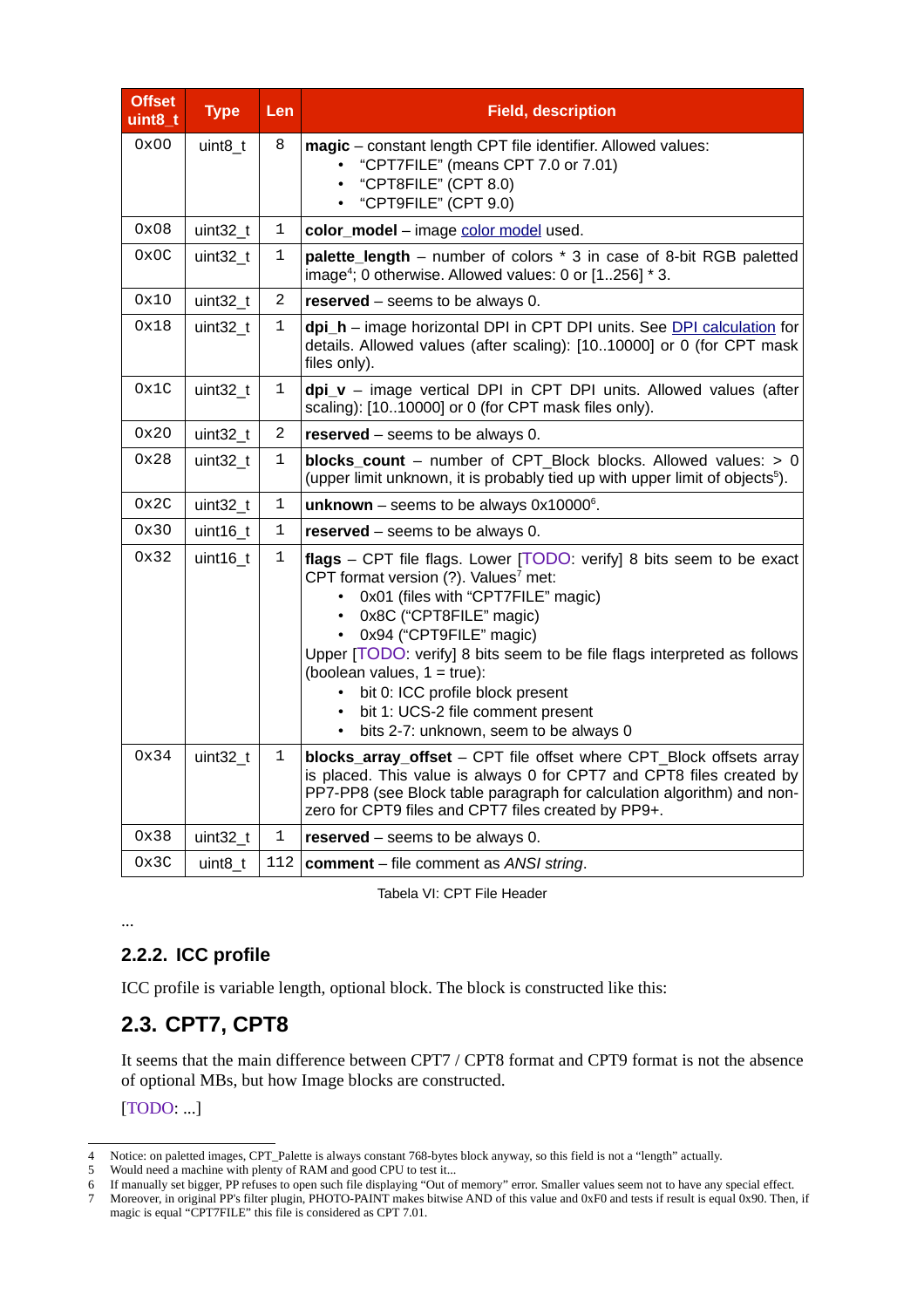| Offset uint8_t | Type | Len | Field, description |
|---|---|---|---|
| 0x00 | uint8_t | 8 | **magic** – constant length CPT file identifier. Allowed values:<br>• "CPT7FILE" (means CPT 7.0 or 7.01)<br>• "CPT8FILE" (CPT 8.0)<br>• "CPT9FILE" (CPT 9.0) |
| 0x08 | uint32_t | 1 | **color_model** – image color model used. |
| 0x0C | uint32_t | 1 | **palette_length** – number of colors * 3 in case of 8-bit RGB paletted image[4]; 0 otherwise. Allowed values: 0 or [1..256] * 3. |
| 0x10 | uint32_t | 2 | **reserved** – seems to be always 0. |
| 0x18 | uint32_t | 1 | **dpi_h** – image horizontal DPI in CPT DPI units. See DPI calculation for details. Allowed values (after scaling): [10..10000] or 0 (for CPT mask files only). |
| 0x1C | uint32_t | 1 | **dpi_v** – image vertical DPI in CPT DPI units. Allowed values (after scaling): [10..10000] or 0 (for CPT mask files only). |
| 0x20 | uint32_t | 2 | **reserved** – seems to be always 0. |
| 0x28 | uint32_t | 1 | **blocks_count** – number of CPT_Block blocks. Allowed values: > 0 (upper limit unknown, it is probably tied up with upper limit of objects[5]). |
| 0x2C | uint32_t | 1 | **unknown** – seems to be always 0x10000[6]. |
| 0x30 | uint16_t | 1 | **reserved** – seems to be always 0. |
| 0x32 | uint16_t | 1 | **flags** – CPT file flags. Lower [TODO: verify] 8 bits seem to be exact CPT format version (?). Values[7] met:<br>• 0x01 (files with "CPT7FILE" magic)<br>• 0x8C ("CPT8FILE" magic)<br>• 0x94 ("CPT9FILE" magic)<br>Upper [TODO: verify] 8 bits seem to be file flags interpreted as follows (boolean values, 1 = true):<br>• bit 0: ICC profile block present<br>• bit 1: UCS-2 file comment present<br>• bits 2-7: unknown, seem to be always 0 |
| 0x34 | uint32_t | 1 | **blocks_array_offset** – CPT file offset where CPT_Block offsets array is placed. This value is always 0 for CPT7 and CPT8 files created by PP7-PP8 (see Block table paragraph for calculation algorithm) and non-zero for CPT9 files and CPT7 files created by PP9+. |
| 0x38 | uint32_t | 1 | **reserved** – seems to be always 0. |
| 0x3C | uint8_t | 112 | **comment** – file comment as *ANSI string*. |

Tabela VI: CPT File Header

...

### 2.2.2. ICC profile

ICC profile is variable length, optional block. The block is constructed like this:

## 2.3. CPT7, CPT8

It seems that the main difference between CPT7 / CPT8 format and CPT9 format is not the absence of optional MBs, but how Image blocks are constructed.

[TODO: ...]

---

4 Notice: on paletted images, CPT_Palette is always constant 768-bytes block anyway, so this field is not a "length" actually.
5 Would need a machine with plenty of RAM and good CPU to test it...
6 If manually set bigger, PP refuses to open such file displaying "Out of memory" error. Smaller values seem not to have any special effect.
7 Moreover, in original PP's filter plugin, PHOTO-PAINT makes bitwise AND of this value and 0xF0 and tests if result is equal 0x90. Then, if magic is equal "CPT7FILE" this file is considered as CPT 7.01.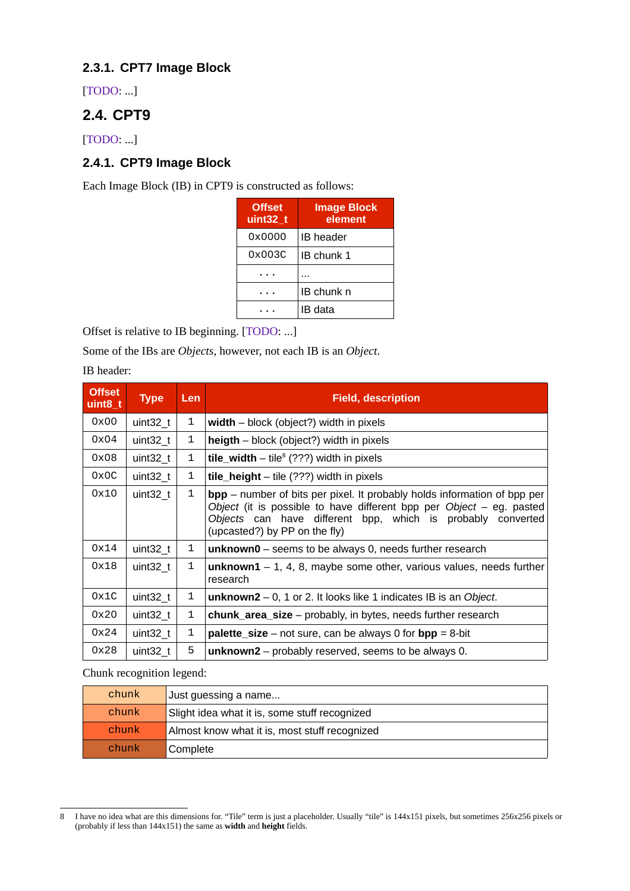### 2.3.1. CPT7 Image Block

[TODO: ...]

## 2.4. CPT9

[TODO: ...]

### 2.4.1. CPT9 Image Block

Each Image Block (IB) in CPT9 is constructed as follows:

| Offset uint32_t | Image Block element |
|---|---|
| 0x0000 | IB header |
| 0x003C | IB chunk 1 |
| ... | ... |
| ... | IB chunk n |
| ... | IB data |

Offset is relative to IB beginning. [TODO: ...]

Some of the IBs are *Objects*, however, not each IB is an *Object*.

IB header:

| Offset uint8_t | Type | Len | Field, description |
|---|---|---|---|
| 0x00 | uint32_t | 1 | **width** – block (object?) width in pixels |
| 0x04 | uint32_t | 1 | **heigth** – block (object?) width in pixels |
| 0x08 | uint32_t | 1 | **tile_width** – tile[8] (???) width in pixels |
| 0x0C | uint32_t | 1 | **tile_height** – tile (???) width in pixels |
| 0x10 | uint32_t | 1 | **bpp** – number of bits per pixel. It probably holds information of bpp per *Object* (it is possible to have different bpp per *Object* – eg. pasted *Objects* can have different bpp, which is probably converted (upcasted?) by PP on the fly) |
| 0x14 | uint32_t | 1 | **unknown0** – seems to be always 0, needs further research |
| 0x18 | uint32_t | 1 | **unknown1** – 1, 4, 8, maybe some other, various values, needs further research |
| 0x1C | uint32_t | 1 | **unknown2** – 0, 1 or 2. It looks like 1 indicates IB is an *Object*. |
| 0x20 | uint32_t | 1 | **chunk_area_size** – probably, in bytes, needs further research |
| 0x24 | uint32_t | 1 | **palette_size** – not sure, can be always 0 for **bpp** = 8-bit |
| 0x28 | uint32_t | 5 | **unknown2** – probably reserved, seems to be always 0. |

Chunk recognition legend:

| chunk | Just guessing a name... |
|---|---|
| chunk | Slight idea what it is, some stuff recognized |
| chunk | Almost know what it is, most stuff recognized |
| chunk | Complete |

[8] I have no idea what are this dimensions for. "Tile" term is just a placeholder. Usually "tile" is 144x151 pixels, but sometimes 256x256 pixels or (probably if less than 144x151) the same as **width** and **height** fields.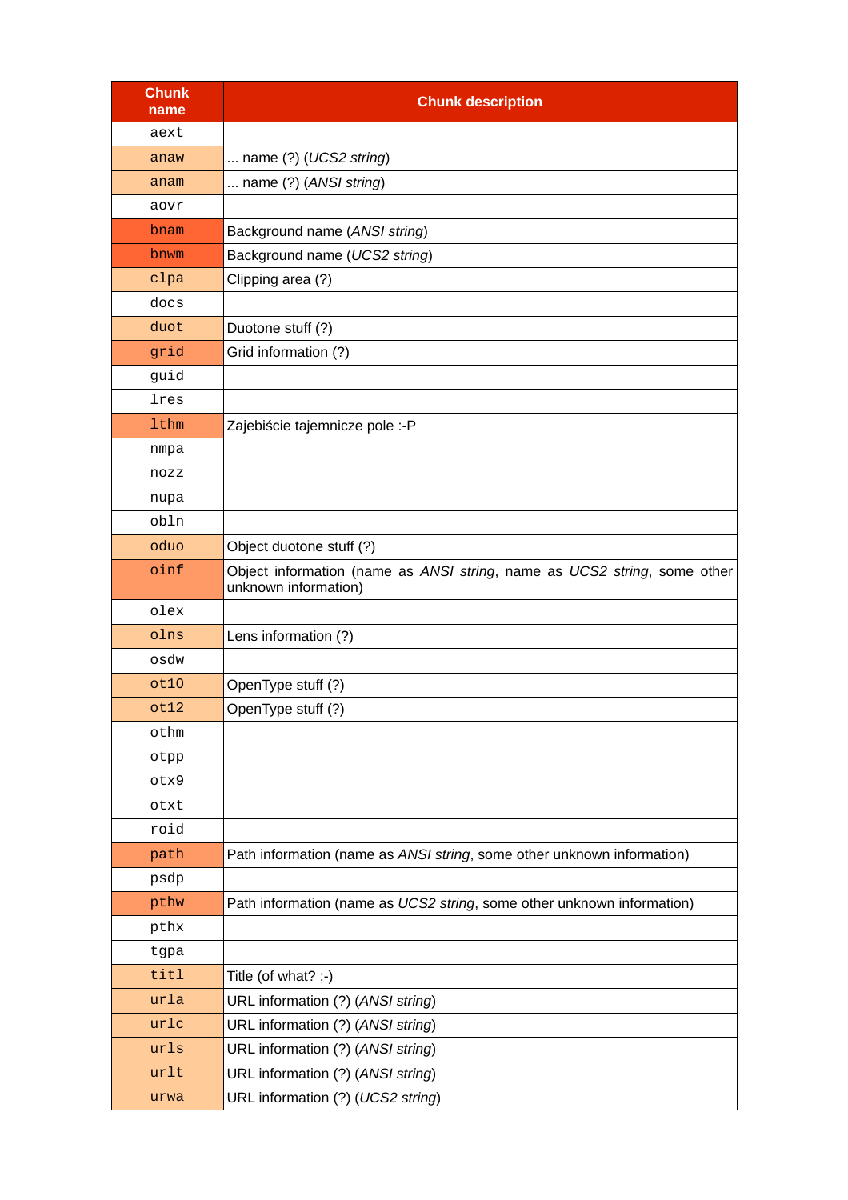| Chunk name | Chunk description |
|---|---|
| aext | |
| anaw | ... name (?) (*UCS2 string*) |
| anam | ... name (?) (*ANSI string*) |
| aovr | |
| bnam | Background name (*ANSI string*) |
| bnwm | Background name (*UCS2 string*) |
| clpa | Clipping area (?) |
| docs | |
| duot | Duotone stuff (?) |
| grid | Grid information (?) |
| guid | |
| lres | |
| lthm | Zajebiście tajemnicze pole :-P |
| nmpa | |
| nozz | |
| nupa | |
| obln | |
| oduo | Object duotone stuff (?) |
| oinf | Object information (name as *ANSI string*, name as *UCS2 string*, some other unknown information) |
| olex | |
| olns | Lens information (?) |
| osdw | |
| ot10 | OpenType stuff (?) |
| ot12 | OpenType stuff (?) |
| othm | |
| otpp | |
| otx9 | |
| otxt | |
| roid | |
| path | Path information (name as *ANSI string*, some other unknown information) |
| psdp | |
| pthw | Path information (name as *UCS2 string*, some other unknown information) |
| pthx | |
| tgpa | |
| titl | Title (of what? ;-) |
| urla | URL information (?) (*ANSI string*) |
| urlc | URL information (?) (*ANSI string*) |
| urls | URL information (?) (*ANSI string*) |
| urlt | URL information (?) (*ANSI string*) |
| urwa | URL information (?) (*UCS2 string*) |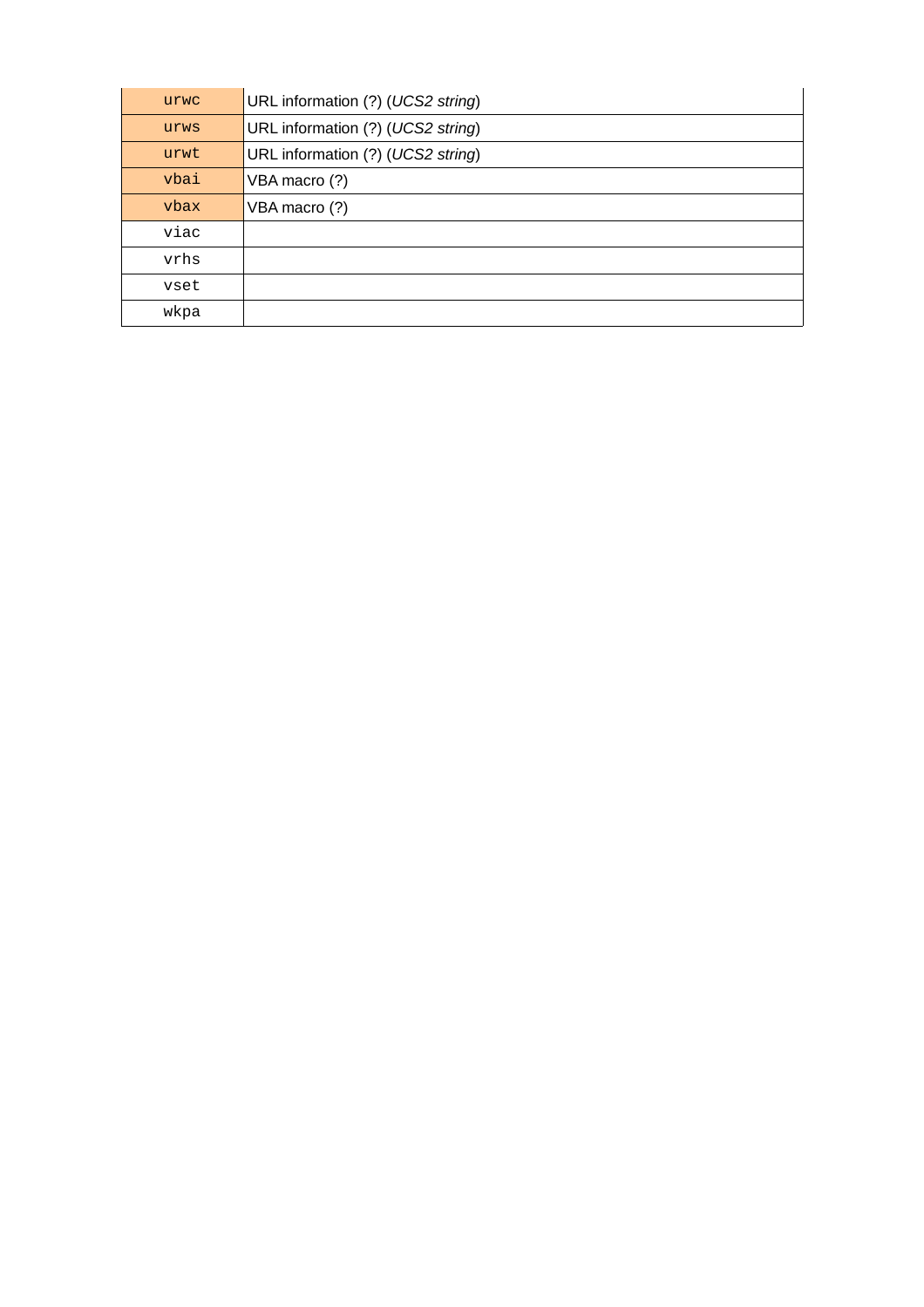| | |
|---|---|
| urwc | URL information (?) (*UCS2 string*) |
| urws | URL information (?) (*UCS2 string*) |
| urwt | URL information (?) (*UCS2 string*) |
| vbai | VBA macro (?) |
| vbax | VBA macro (?) |
| viac | |
| vrhs | |
| vset | |
| wkpa | |